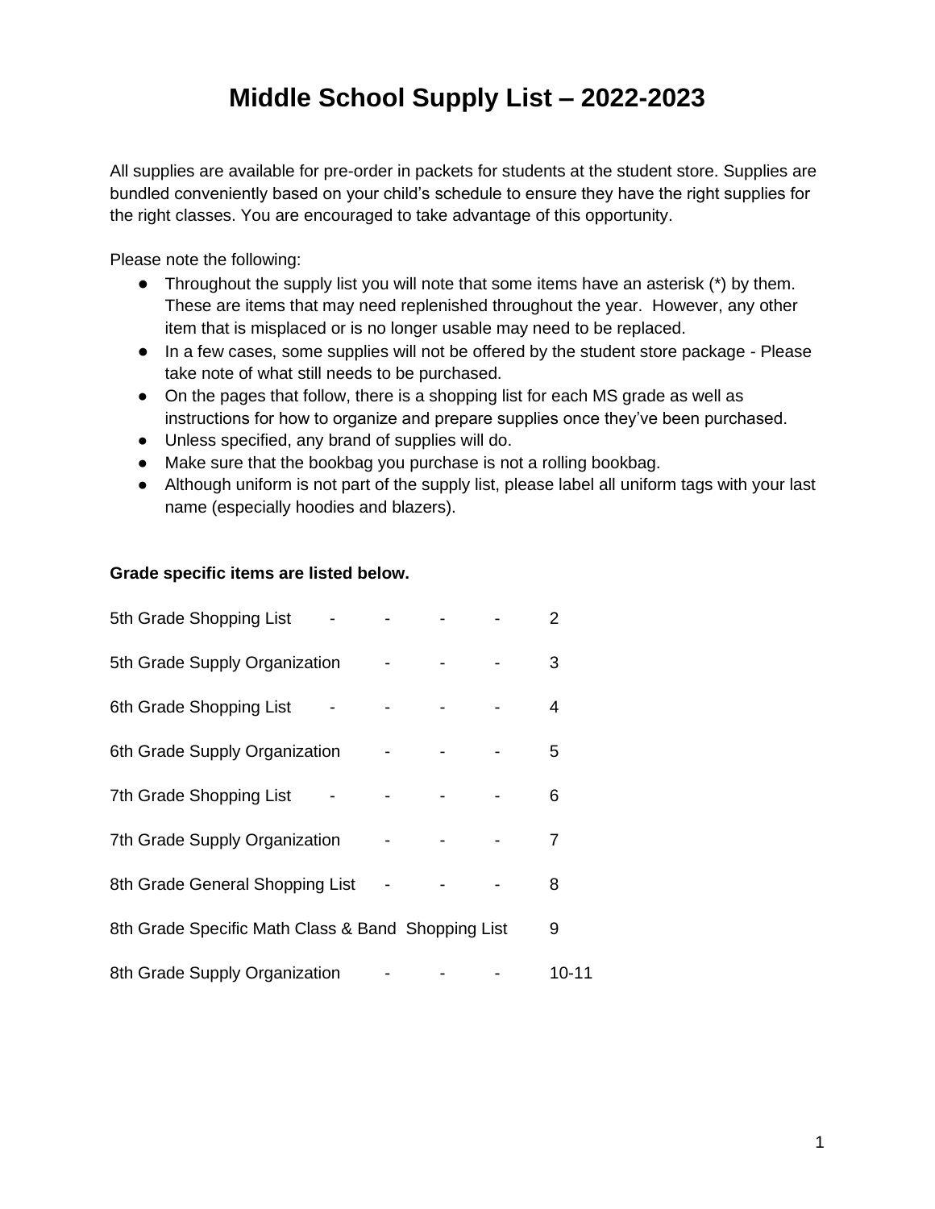# Middle School Supply List – 2022-2023

All supplies are available for pre-order in packets for students at the student store. Supplies are bundled conveniently based on your child's schedule to ensure they have the right supplies for the right classes. You are encouraged to take advantage of this opportunity.

Please note the following:

- Throughout the supply list you will note that some items have an asterisk (*) by them. These are items that may need replenished throughout the year. However, any other item that is misplaced or is no longer usable may need to be replaced.
- In a few cases, some supplies will not be offered by the student store package - Please take note of what still needs to be purchased.
- On the pages that follow, there is a shopping list for each MS grade as well as instructions for how to organize and prepare supplies once they've been purchased.
- Unless specified, any brand of supplies will do.
- Make sure that the bookbag you purchase is not a rolling bookbag.
- Although uniform is not part of the supply list, please label all uniform tags with your last name (especially hoodies and blazers).

**Grade specific items are listed below.**

| Section | Page |
|---|---|
| 5th Grade Shopping List | 2 |
| 5th Grade Supply Organization | 3 |
| 6th Grade Shopping List | 4 |
| 6th Grade Supply Organization | 5 |
| 7th Grade Shopping List | 6 |
| 7th Grade Supply Organization | 7 |
| 8th Grade General Shopping List | 8 |
| 8th Grade Specific Math Class & Band Shopping List | 9 |
| 8th Grade Supply Organization | 10-11 |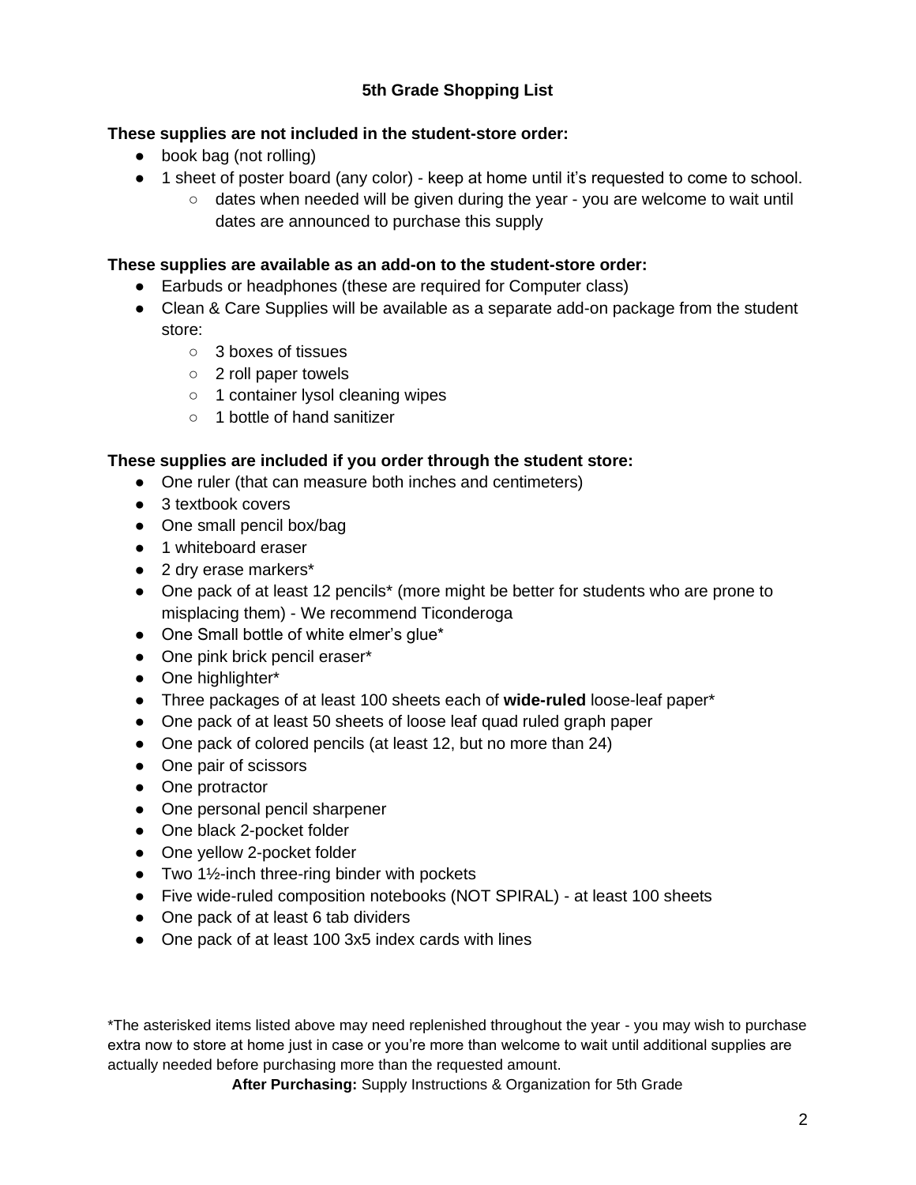# 5th Grade Shopping List

**These supplies are not included in the student-store order:**

- book bag (not rolling)
- 1 sheet of poster board (any color) - keep at home until it's requested to come to school.
  - dates when needed will be given during the year - you are welcome to wait until dates are announced to purchase this supply

**These supplies are available as an add-on to the student-store order:**

- Earbuds or headphones (these are required for Computer class)
- Clean & Care Supplies will be available as a separate add-on package from the student store:
  - 3 boxes of tissues
  - 2 roll paper towels
  - 1 container lysol cleaning wipes
  - 1 bottle of hand sanitizer

**These supplies are included if you order through the student store:**

- One ruler (that can measure both inches and centimeters)
- 3 textbook covers
- One small pencil box/bag
- 1 whiteboard eraser
- 2 dry erase markers*
- One pack of at least 12 pencils* (more might be better for students who are prone to misplacing them) - We recommend Ticonderoga
- One Small bottle of white elmer's glue*
- One pink brick pencil eraser*
- One highlighter*
- Three packages of at least 100 sheets each of **wide-ruled** loose-leaf paper*
- One pack of at least 50 sheets of loose leaf quad ruled graph paper
- One pack of colored pencils (at least 12, but no more than 24)
- One pair of scissors
- One protractor
- One personal pencil sharpener
- One black 2-pocket folder
- One yellow 2-pocket folder
- Two 1½-inch three-ring binder with pockets
- Five wide-ruled composition notebooks (NOT SPIRAL) - at least 100 sheets
- One pack of at least 6 tab dividers
- One pack of at least 100 3x5 index cards with lines

*The asterisked items listed above may need replenished throughout the year - you may wish to purchase extra now to store at home just in case or you're more than welcome to wait until additional supplies are actually needed before purchasing more than the requested amount.

**After Purchasing:** Supply Instructions & Organization for 5th Grade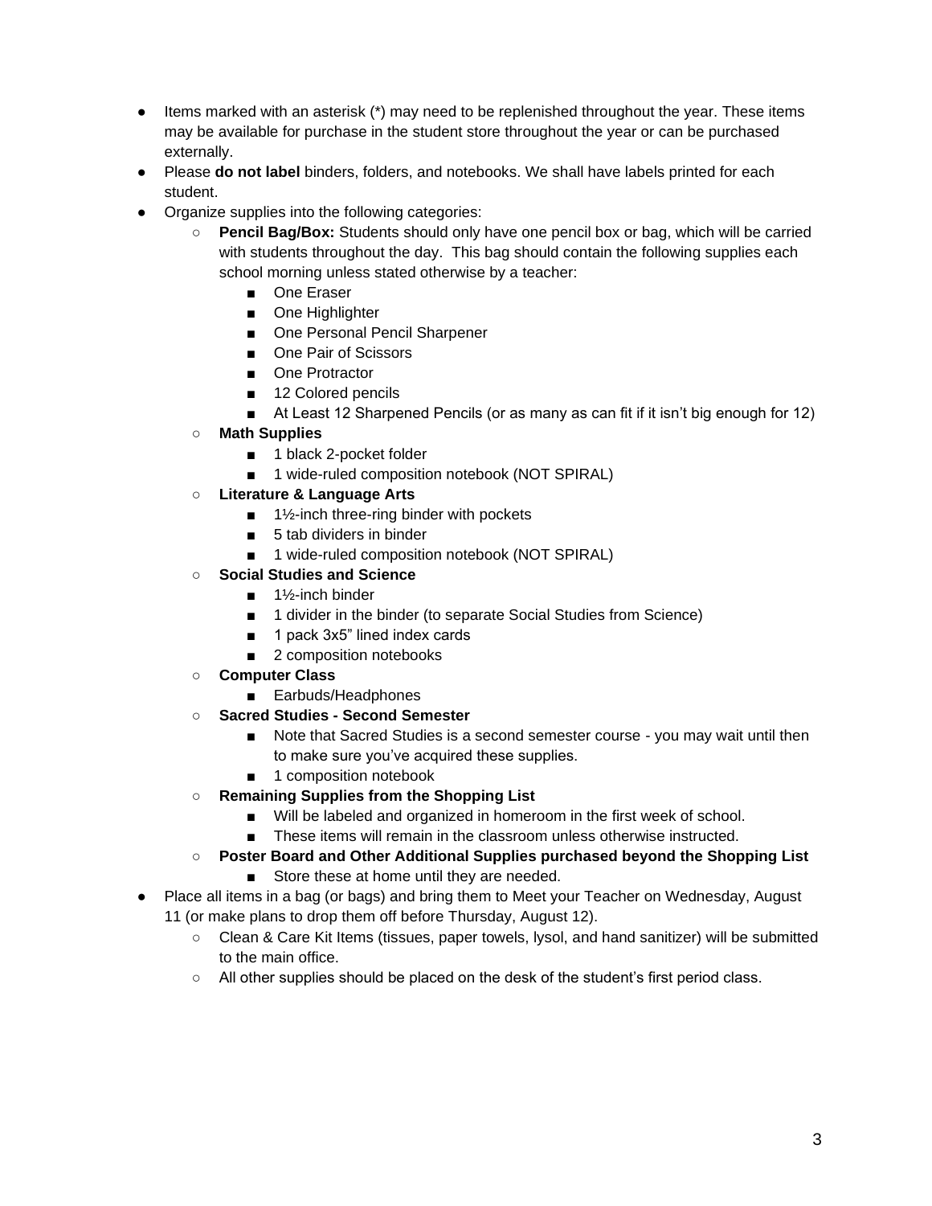- Items marked with an asterisk (*) may need to be replenished throughout the year. These items may be available for purchase in the student store throughout the year or can be purchased externally.
- Please **do not label** binders, folders, and notebooks. We shall have labels printed for each student.
- Organize supplies into the following categories:
  - **Pencil Bag/Box:** Students should only have one pencil box or bag, which will be carried with students throughout the day. This bag should contain the following supplies each school morning unless stated otherwise by a teacher:
    - One Eraser
    - One Highlighter
    - One Personal Pencil Sharpener
    - One Pair of Scissors
    - One Protractor
    - 12 Colored pencils
    - At Least 12 Sharpened Pencils (or as many as can fit if it isn't big enough for 12)
  - **Math Supplies**
    - 1 black 2-pocket folder
    - 1 wide-ruled composition notebook (NOT SPIRAL)
  - **Literature & Language Arts**
    - 1½-inch three-ring binder with pockets
    - 5 tab dividers in binder
    - 1 wide-ruled composition notebook (NOT SPIRAL)
  - **Social Studies and Science**
    - 1½-inch binder
    - 1 divider in the binder (to separate Social Studies from Science)
    - 1 pack 3x5" lined index cards
    - 2 composition notebooks
  - **Computer Class**
    - Earbuds/Headphones
  - **Sacred Studies - Second Semester**
    - Note that Sacred Studies is a second semester course - you may wait until then to make sure you've acquired these supplies.
    - 1 composition notebook
  - **Remaining Supplies from the Shopping List**
    - Will be labeled and organized in homeroom in the first week of school.
    - These items will remain in the classroom unless otherwise instructed.
  - **Poster Board and Other Additional Supplies purchased beyond the Shopping List**
    - Store these at home until they are needed.
- Place all items in a bag (or bags) and bring them to Meet your Teacher on Wednesday, August 11 (or make plans to drop them off before Thursday, August 12).
  - Clean & Care Kit Items (tissues, paper towels, lysol, and hand sanitizer) will be submitted to the main office.
  - All other supplies should be placed on the desk of the student's first period class.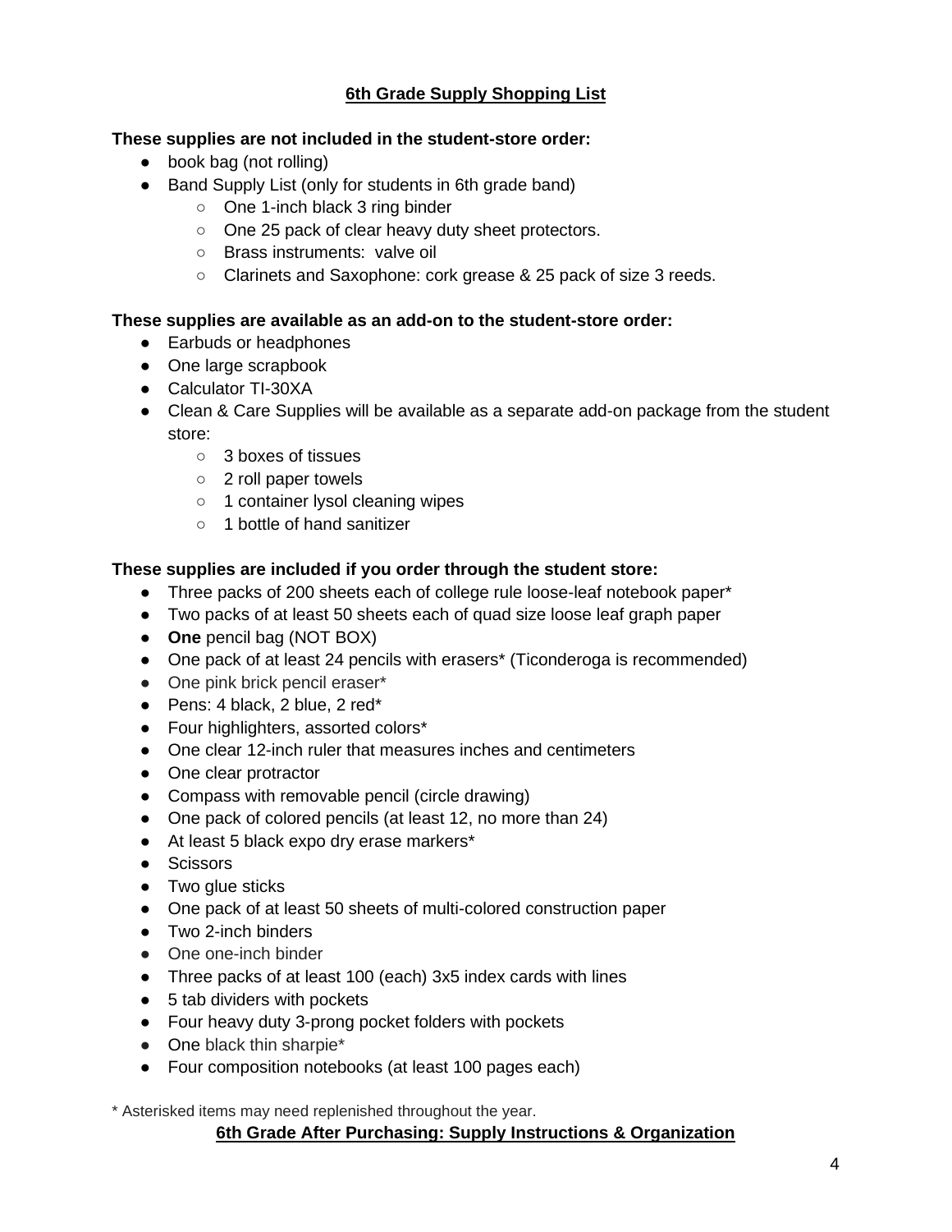## 6th Grade Supply Shopping List

**These supplies are not included in the student-store order:**

- book bag (not rolling)
- Band Supply List (only for students in 6th grade band)
  - One 1-inch black 3 ring binder
  - One 25 pack of clear heavy duty sheet protectors.
  - Brass instruments: valve oil
  - Clarinets and Saxophone: cork grease & 25 pack of size 3 reeds.

**These supplies are available as an add-on to the student-store order:**

- Earbuds or headphones
- One large scrapbook
- Calculator TI-30XA
- Clean & Care Supplies will be available as a separate add-on package from the student store:
  - 3 boxes of tissues
  - 2 roll paper towels
  - 1 container lysol cleaning wipes
  - 1 bottle of hand sanitizer

**These supplies are included if you order through the student store:**

- Three packs of 200 sheets each of college rule loose-leaf notebook paper*
- Two packs of at least 50 sheets each of quad size loose leaf graph paper
- **One** pencil bag (NOT BOX)
- One pack of at least 24 pencils with erasers* (Ticonderoga is recommended)
- One pink brick pencil eraser*
- Pens: 4 black, 2 blue, 2 red*
- Four highlighters, assorted colors*
- One clear 12-inch ruler that measures inches and centimeters
- One clear protractor
- Compass with removable pencil (circle drawing)
- One pack of colored pencils (at least 12, no more than 24)
- At least 5 black expo dry erase markers*
- Scissors
- Two glue sticks
- One pack of at least 50 sheets of multi-colored construction paper
- Two 2-inch binders
- One one-inch binder
- Three packs of at least 100 (each) 3x5 index cards with lines
- 5 tab dividers with pockets
- Four heavy duty 3-prong pocket folders with pockets
- One black thin sharpie*
- Four composition notebooks (at least 100 pages each)

\* Asterisked items may need replenished throughout the year.

## 6th Grade After Purchasing: Supply Instructions & Organization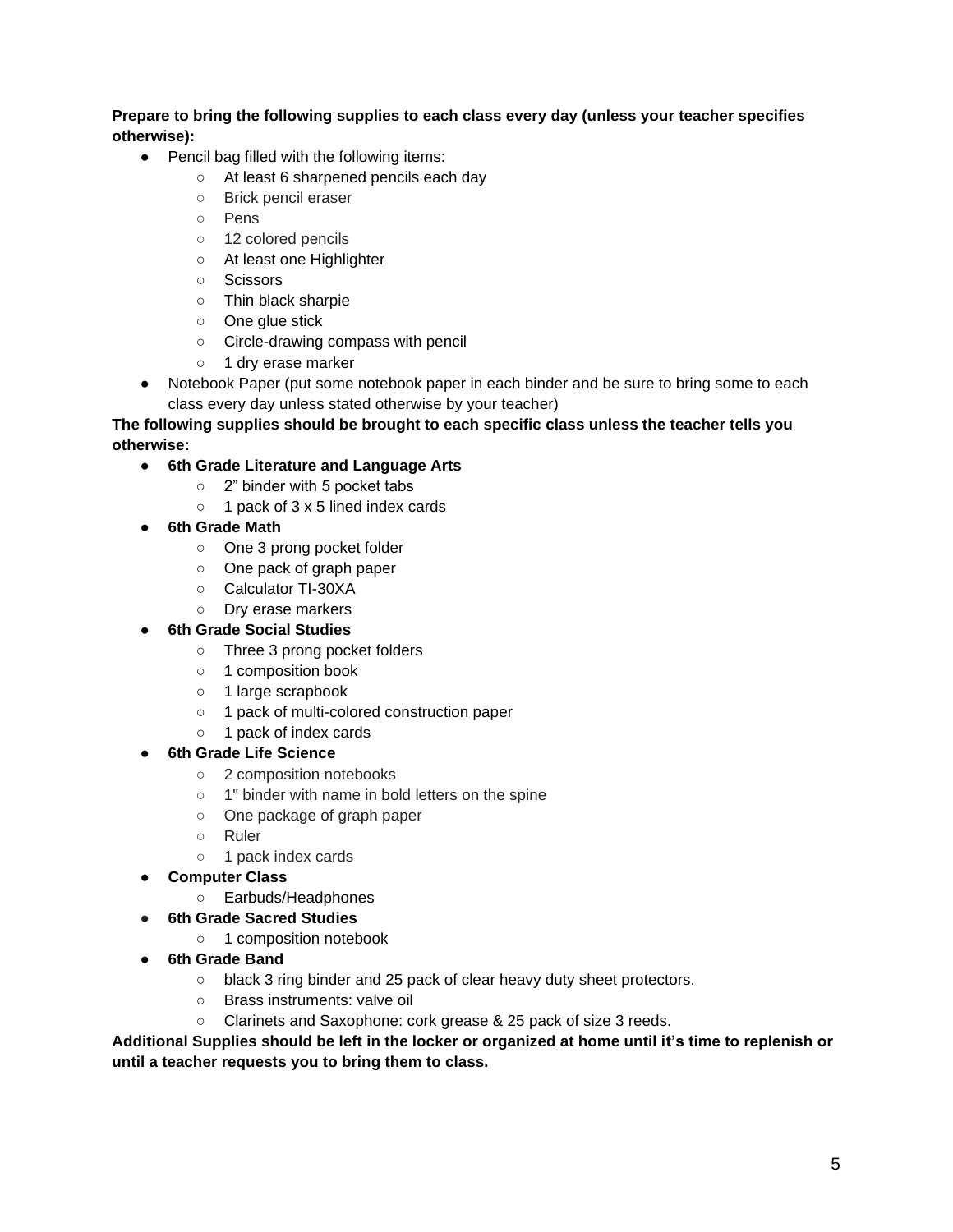**Prepare to bring the following supplies to each class every day (unless your teacher specifies otherwise):**

- Pencil bag filled with the following items:
  - At least 6 sharpened pencils each day
  - Brick pencil eraser
  - Pens
  - 12 colored pencils
  - At least one Highlighter
  - Scissors
  - Thin black sharpie
  - One glue stick
  - Circle-drawing compass with pencil
  - 1 dry erase marker
- Notebook Paper (put some notebook paper in each binder and be sure to bring some to each class every day unless stated otherwise by your teacher)

**The following supplies should be brought to each specific class unless the teacher tells you otherwise:**

- **6th Grade Literature and Language Arts**
  - 2” binder with 5 pocket tabs
  - 1 pack of 3 x 5 lined index cards
- **6th Grade Math**
  - One 3 prong pocket folder
  - One pack of graph paper
  - Calculator TI-30XA
  - Dry erase markers
- **6th Grade Social Studies**
  - Three 3 prong pocket folders
  - 1 composition book
  - 1 large scrapbook
  - 1 pack of multi-colored construction paper
  - 1 pack of index cards
- **6th Grade Life Science**
  - 2 composition notebooks
  - 1" binder with name in bold letters on the spine
  - One package of graph paper
  - Ruler
  - 1 pack index cards
- **Computer Class**
  - Earbuds/Headphones
- **6th Grade Sacred Studies**
  - 1 composition notebook
- **6th Grade Band**
  - black 3 ring binder and 25 pack of clear heavy duty sheet protectors.
  - Brass instruments: valve oil
  - Clarinets and Saxophone: cork grease & 25 pack of size 3 reeds.

**Additional Supplies should be left in the locker or organized at home until it’s time to replenish or until a teacher requests you to bring them to class.**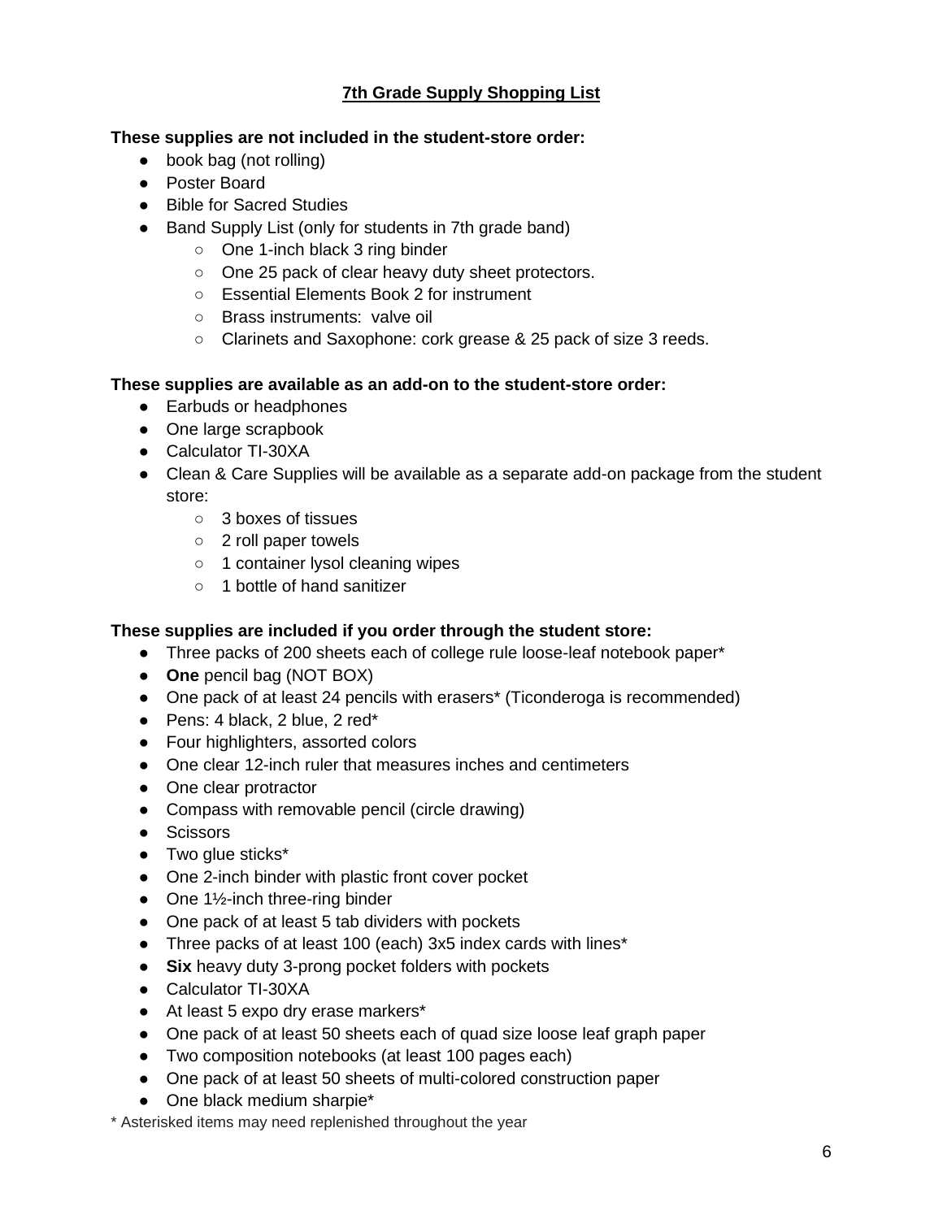# 7th Grade Supply Shopping List

**These supplies are not included in the student-store order:**

- book bag (not rolling)
- Poster Board
- Bible for Sacred Studies
- Band Supply List (only for students in 7th grade band)
    - One 1-inch black 3 ring binder
    - One 25 pack of clear heavy duty sheet protectors.
    - Essential Elements Book 2 for instrument
    - Brass instruments:  valve oil
    - Clarinets and Saxophone: cork grease & 25 pack of size 3 reeds.

**These supplies are available as an add-on to the student-store order:**

- Earbuds or headphones
- One large scrapbook
- Calculator TI-30XA
- Clean & Care Supplies will be available as a separate add-on package from the student store:
    - 3 boxes of tissues
    - 2 roll paper towels
    - 1 container lysol cleaning wipes
    - 1 bottle of hand sanitizer

**These supplies are included if you order through the student store:**

- Three packs of 200 sheets each of college rule loose-leaf notebook paper*
- **One** pencil bag (NOT BOX)
- One pack of at least 24 pencils with erasers* (Ticonderoga is recommended)
- Pens: 4 black, 2 blue, 2 red*
- Four highlighters, assorted colors
- One clear 12-inch ruler that measures inches and centimeters
- One clear protractor
- Compass with removable pencil (circle drawing)
- Scissors
- Two glue sticks*
- One 2-inch binder with plastic front cover pocket
- One 1½-inch three-ring binder
- One pack of at least 5 tab dividers with pockets
- Three packs of at least 100 (each) 3x5 index cards with lines*
- **Six** heavy duty 3-prong pocket folders with pockets
- Calculator TI-30XA
- At least 5 expo dry erase markers*
- One pack of at least 50 sheets each of quad size loose leaf graph paper
- Two composition notebooks (at least 100 pages each)
- One pack of at least 50 sheets of multi-colored construction paper
- One black medium sharpie*

\* Asterisked items may need replenished throughout the year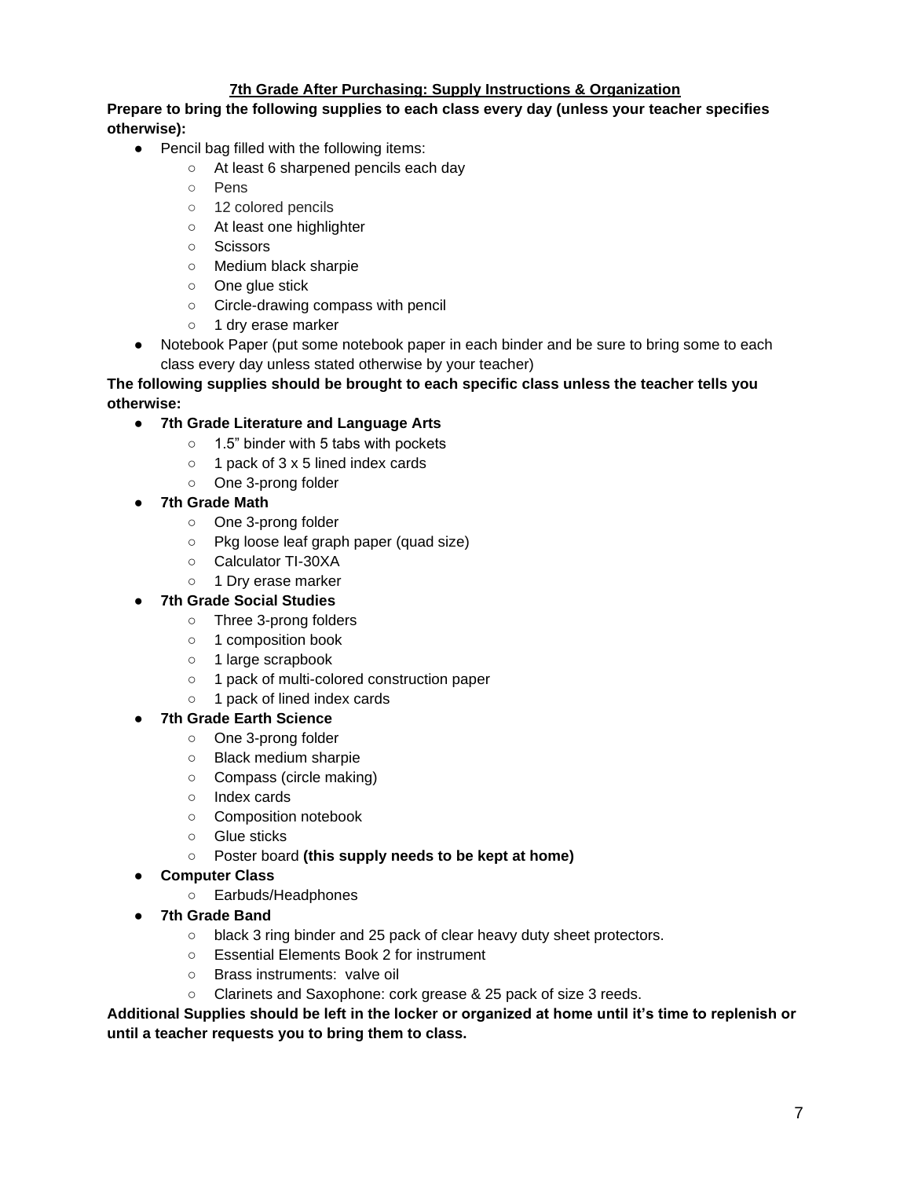## 7th Grade After Purchasing: Supply Instructions & Organization

**Prepare to bring the following supplies to each class every day (unless your teacher specifies otherwise):**

- Pencil bag filled with the following items:
  - At least 6 sharpened pencils each day
  - Pens
  - 12 colored pencils
  - At least one highlighter
  - Scissors
  - Medium black sharpie
  - One glue stick
  - Circle-drawing compass with pencil
  - 1 dry erase marker
- Notebook Paper (put some notebook paper in each binder and be sure to bring some to each class every day unless stated otherwise by your teacher)

**The following supplies should be brought to each specific class unless the teacher tells you otherwise:**

- **7th Grade Literature and Language Arts**
  - 1.5" binder with 5 tabs with pockets
  - 1 pack of 3 x 5 lined index cards
  - One 3-prong folder
- **7th Grade Math**
  - One 3-prong folder
  - Pkg loose leaf graph paper (quad size)
  - Calculator TI-30XA
  - 1 Dry erase marker
- **7th Grade Social Studies**
  - Three 3-prong folders
  - 1 composition book
  - 1 large scrapbook
  - 1 pack of multi-colored construction paper
  - 1 pack of lined index cards
- **7th Grade Earth Science**
  - One 3-prong folder
  - Black medium sharpie
  - Compass (circle making)
  - Index cards
  - Composition notebook
  - Glue sticks
  - Poster board **(this supply needs to be kept at home)**
- **Computer Class**
  - Earbuds/Headphones
- **7th Grade Band**
  - black 3 ring binder and 25 pack of clear heavy duty sheet protectors.
  - Essential Elements Book 2 for instrument
  - Brass instruments: valve oil
  - Clarinets and Saxophone: cork grease & 25 pack of size 3 reeds.

**Additional Supplies should be left in the locker or organized at home until it's time to replenish or until a teacher requests you to bring them to class.**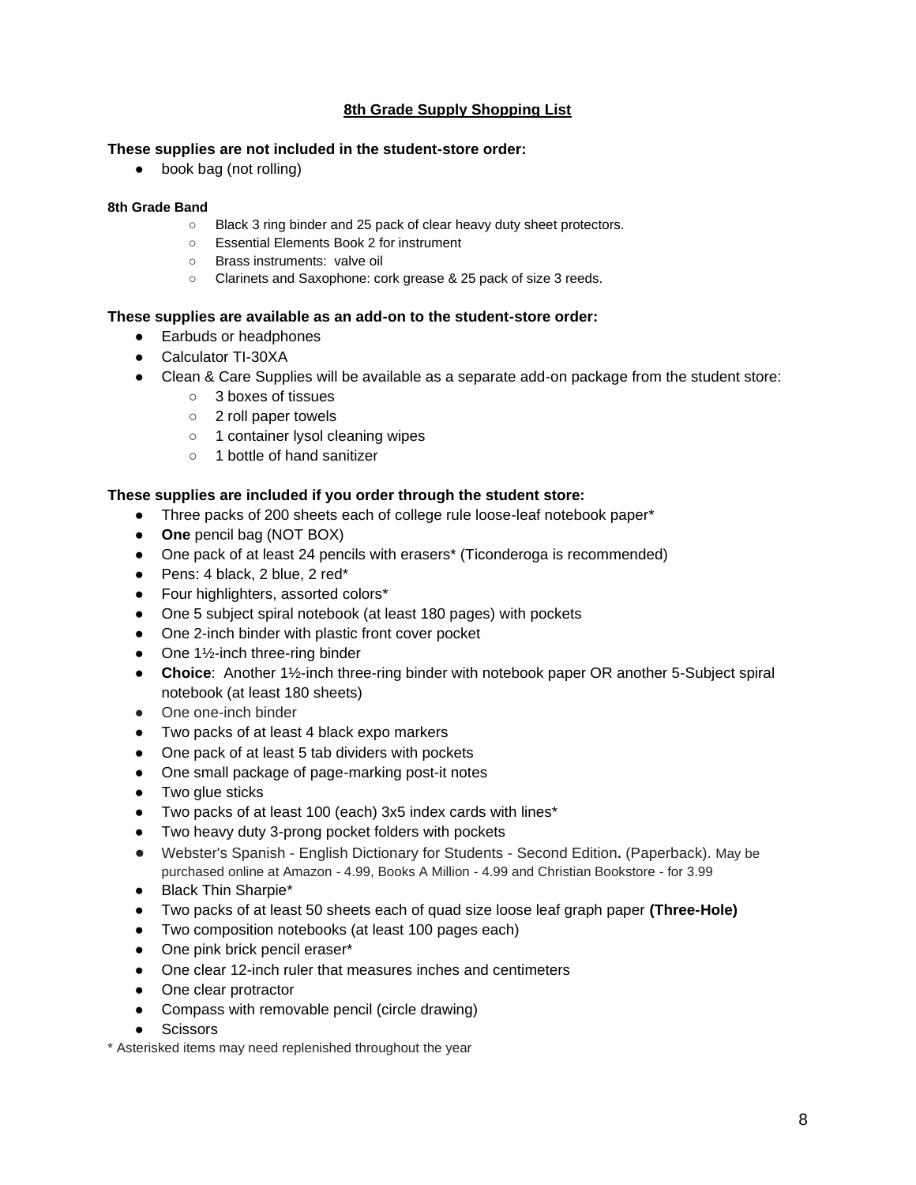# 8th Grade Supply Shopping List

**These supplies are not included in the student-store order:**

- book bag (not rolling)

**8th Grade Band**

- Black 3 ring binder and 25 pack of clear heavy duty sheet protectors.
- Essential Elements Book 2 for instrument
- Brass instruments:  valve oil
- Clarinets and Saxophone: cork grease & 25 pack of size 3 reeds.

**These supplies are available as an add-on to the student-store order:**

- Earbuds or headphones
- Calculator TI-30XA
- Clean & Care Supplies will be available as a separate add-on package from the student store:
  - 3 boxes of tissues
  - 2 roll paper towels
  - 1 container lysol cleaning wipes
  - 1 bottle of hand sanitizer

**These supplies are included if you order through the student store:**

- Three packs of 200 sheets each of college rule loose-leaf notebook paper*
- **One** pencil bag (NOT BOX)
- One pack of at least 24 pencils with erasers* (Ticonderoga is recommended)
- Pens: 4 black, 2 blue, 2 red*
- Four highlighters, assorted colors*
- One 5 subject spiral notebook (at least 180 pages) with pockets
- One 2-inch binder with plastic front cover pocket
- One 1½-inch three-ring binder
- **Choice**:  Another 1½-inch three-ring binder with notebook paper OR another 5-Subject spiral notebook (at least 180 sheets)
- One one-inch binder
- Two packs of at least 4 black expo markers
- One pack of at least 5 tab dividers with pockets
- One small package of page-marking post-it notes
- Two glue sticks
- Two packs of at least 100 (each) 3x5 index cards with lines*
- Two heavy duty 3-prong pocket folders with pockets
- Webster's Spanish - English Dictionary for Students - Second Edition**.** (Paperback). May be purchased online at Amazon - 4.99, Books A Million - 4.99 and Christian Bookstore - for 3.99
- Black Thin Sharpie*
- Two packs of at least 50 sheets each of quad size loose leaf graph paper **(Three-Hole)**
- Two composition notebooks (at least 100 pages each)
- One pink brick pencil eraser*
- One clear 12-inch ruler that measures inches and centimeters
- One clear protractor
- Compass with removable pencil (circle drawing)
- Scissors

* Asterisked items may need replenished throughout the year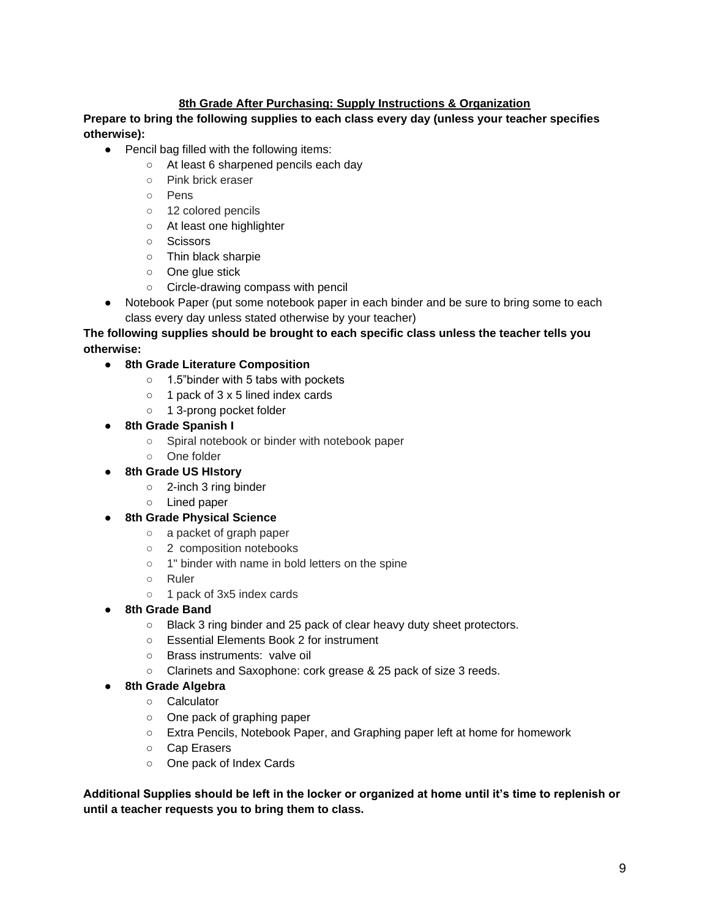**<u>8th Grade After Purchasing: Supply Instructions & Organization</u>**

**Prepare to bring the following supplies to each class every day (unless your teacher specifies otherwise):**

- Pencil bag filled with the following items:
  - At least 6 sharpened pencils each day
  - Pink brick eraser
  - Pens
  - 12 colored pencils
  - At least one highlighter
  - Scissors
  - Thin black sharpie
  - One glue stick
  - Circle-drawing compass with pencil
- Notebook Paper (put some notebook paper in each binder and be sure to bring some to each class every day unless stated otherwise by your teacher)

**The following supplies should be brought to each specific class unless the teacher tells you otherwise:**

- **8th Grade Literature Composition**
  - 1.5”binder with 5 tabs with pockets
  - 1 pack of 3 x 5 lined index cards
  - 1 3-prong pocket folder
- **8th Grade Spanish I**
  - Spiral notebook or binder with notebook paper
  - One folder
- **8th Grade US HIstory**
  - 2-inch 3 ring binder
  - Lined paper
- **8th Grade Physical Science**
  - a packet of graph paper
  - 2 composition notebooks
  - 1" binder with name in bold letters on the spine
  - Ruler
  - 1 pack of 3x5 index cards
- **8th Grade Band**
  - Black 3 ring binder and 25 pack of clear heavy duty sheet protectors.
  - Essential Elements Book 2 for instrument
  - Brass instruments: valve oil
  - Clarinets and Saxophone: cork grease & 25 pack of size 3 reeds.
- **8th Grade Algebra**
  - Calculator
  - One pack of graphing paper
  - Extra Pencils, Notebook Paper, and Graphing paper left at home for homework
  - Cap Erasers
  - One pack of Index Cards

**Additional Supplies should be left in the locker or organized at home until it’s time to replenish or until a teacher requests you to bring them to class.**